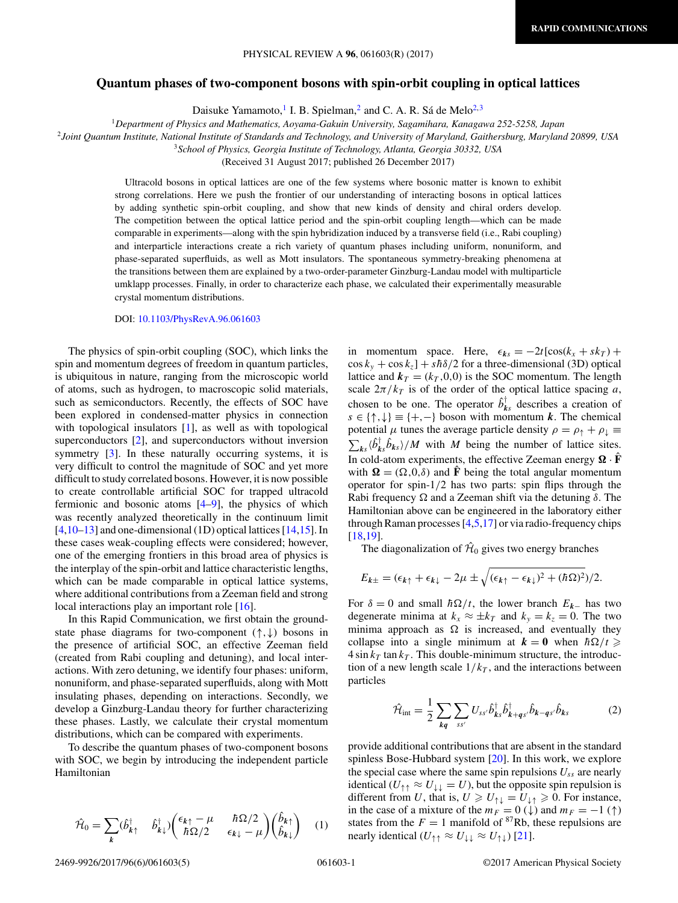RAPID COMMUNICATIONS

# Quantum phases of two-component bosons with spin-orbit coupling in optical lattices

Daisuke Yamamoto,[1] I. B. Spielman,[2] and C. A. R. Sá de Melo[2,3]

[1]Department of Physics and Mathematics, Aoyama-Gakuin University, Sagamihara, Kanagawa 252-5258, Japan
[2]Joint Quantum Institute, National Institute of Standards and Technology, and University of Maryland, Gaithersburg, Maryland 20899, USA
[3]School of Physics, Georgia Institute of Technology, Atlanta, Georgia 30332, USA

(Received 31 August 2017; published 26 December 2017)

Ultracold bosons in optical lattices are one of the few systems where bosonic matter is known to exhibit strong correlations. Here we push the frontier of our understanding of interacting bosons in optical lattices by adding synthetic spin-orbit coupling, and show that new kinds of density and chiral orders develop. The competition between the optical lattice period and the spin-orbit coupling length—which can be made comparable in experiments—along with the spin hybridization induced by a transverse field (i.e., Rabi coupling) and interparticle interactions create a rich variety of quantum phases including uniform, nonuniform, and phase-separated superfluids, as well as Mott insulators. The spontaneous symmetry-breaking phenomena at the transitions between them are explained by a two-order-parameter Ginzburg-Landau model with multiparticle umklapp processes. Finally, in order to characterize each phase, we calculated their experimentally measurable crystal momentum distributions.

DOI: 10.1103/PhysRevA.96.061603

The physics of spin-orbit coupling (SOC), which links the spin and momentum degrees of freedom in quantum particles, is ubiquitous in nature, ranging from the microscopic world of atoms, such as hydrogen, to macroscopic solid materials, such as semiconductors. Recently, the effects of SOC have been explored in condensed-matter physics in connection with topological insulators [1], as well as with topological superconductors [2], and superconductors without inversion symmetry [3]. In these naturally occurring systems, it is very difficult to control the magnitude of SOC and yet more difficult to study correlated bosons. However, it is now possible to create controllable artificial SOC for trapped ultracold fermionic and bosonic atoms [4–9], the physics of which was recently analyzed theoretically in the continuum limit [4,10–13] and one-dimensional (1D) optical lattices [14,15]. In these cases weak-coupling effects were considered; however, one of the emerging frontiers in this broad area of physics is the interplay of the spin-orbit and lattice characteristic lengths, which can be made comparable in optical lattice systems, where additional contributions from a Zeeman field and strong local interactions play an important role [16].

In this Rapid Communication, we first obtain the ground-state phase diagrams for two-component ($\uparrow,\downarrow$) bosons in the presence of artificial SOC, an effective Zeeman field (created from Rabi coupling and detuning), and local interactions. With zero detuning, we identify four phases: uniform, nonuniform, and phase-separated superfluids, along with Mott insulating phases, depending on interactions. Secondly, we develop a Ginzburg-Landau theory for further characterizing these phases. Lastly, we calculate their crystal momentum distributions, which can be compared with experiments.

To describe the quantum phases of two-component bosons with SOC, we begin by introducing the independent particle Hamiltonian

$$\hat{\mathcal{H}}_0 = \sum_{\boldsymbol{k}} (\hat{b}^\dagger_{\boldsymbol{k}\uparrow} \quad \hat{b}^\dagger_{\boldsymbol{k}\downarrow}) \begin{pmatrix} \epsilon_{\boldsymbol{k}\uparrow} - \mu & \hbar\Omega/2 \\ \hbar\Omega/2 & \epsilon_{\boldsymbol{k}\downarrow} - \mu \end{pmatrix} \begin{pmatrix} \hat{b}_{\boldsymbol{k}\uparrow} \\ \hat{b}_{\boldsymbol{k}\downarrow} \end{pmatrix} \tag{1}$$

in momentum space. Here, $\epsilon_{\boldsymbol{k}s} = -2t[\cos(k_x + sk_T) + \cos k_y + \cos k_z] + s\hbar\delta/2$ for a three-dimensional (3D) optical lattice and $\boldsymbol{k}_T = (k_T, 0, 0)$ is the SOC momentum. The length scale $2\pi/k_T$ is of the order of the optical lattice spacing $a$, chosen to be one. The operator $\hat{b}^\dagger_{\boldsymbol{k}s}$ describes a creation of $s \in \{\uparrow,\downarrow\} \equiv \{+,-\}$ boson with momentum $\boldsymbol{k}$. The chemical potential $\mu$ tunes the average particle density $\rho = \rho_\uparrow + \rho_\downarrow \equiv \sum_{\boldsymbol{k}s} \langle \hat{b}^\dagger_{\boldsymbol{k}s} \hat{b}_{\boldsymbol{k}s} \rangle / M$ with $M$ being the number of lattice sites. In cold-atom experiments, the effective Zeeman energy $\boldsymbol{\Omega} \cdot \hat{\mathbf{F}}$ with $\boldsymbol{\Omega} = (\Omega, 0, \delta)$ and $\hat{\mathbf{F}}$ being the total angular momentum operator for spin-1/2 has two parts: spin flips through the Rabi frequency $\Omega$ and a Zeeman shift via the detuning $\delta$. The Hamiltonian above can be engineered in the laboratory either through Raman processes [4,5,17] or via radio-frequency chips [18,19].

The diagonalization of $\hat{\mathcal{H}}_0$ gives two energy branches

$$E_{\boldsymbol{k}\pm} = (\epsilon_{\boldsymbol{k}\uparrow} + \epsilon_{\boldsymbol{k}\downarrow} - 2\mu \pm \sqrt{(\epsilon_{\boldsymbol{k}\uparrow} - \epsilon_{\boldsymbol{k}\downarrow})^2 + (\hbar\Omega)^2})/2.$$

For $\delta = 0$ and small $\hbar\Omega/t$, the lower branch $E_{\boldsymbol{k}-}$ has two degenerate minima at $k_x \approx \pm k_T$ and $k_y = k_z = 0$. The two minima approach as $\Omega$ is increased, and eventually they collapse into a single minimum at $\boldsymbol{k} = \boldsymbol{0}$ when $\hbar\Omega/t \geqslant 4 \sin k_T \tan k_T$. This double-minimum structure, the introduction of a new length scale $1/k_T$, and the interactions between particles

$$\hat{\mathcal{H}}_{\text{int}} = \frac{1}{2} \sum_{\boldsymbol{kq}} \sum_{ss'} U_{ss'} \hat{b}^\dagger_{\boldsymbol{k}s} \hat{b}^\dagger_{\boldsymbol{k}+\boldsymbol{q}s'} \hat{b}_{\boldsymbol{k}-\boldsymbol{q}s'} \hat{b}_{\boldsymbol{k}s} \tag{2}$$

provide additional contributions that are absent in the standard spinless Bose-Hubbard system [20]. In this work, we explore the special case where the same spin repulsions $U_{ss}$ are nearly identical ($U_{\uparrow\uparrow} \approx U_{\downarrow\downarrow} = U$), but the opposite spin repulsion is different from $U$, that is, $U \geqslant U_{\uparrow\downarrow} = U_{\downarrow\uparrow} \geqslant 0$. For instance, in the case of a mixture of the $m_F = 0$ ($\downarrow$) and $m_F = -1$ ($\uparrow$) states from the $F = 1$ manifold of $^{87}$Rb, these repulsions are nearly identical ($U_{\uparrow\uparrow} \approx U_{\downarrow\downarrow} \approx U_{\uparrow\downarrow}$) [21].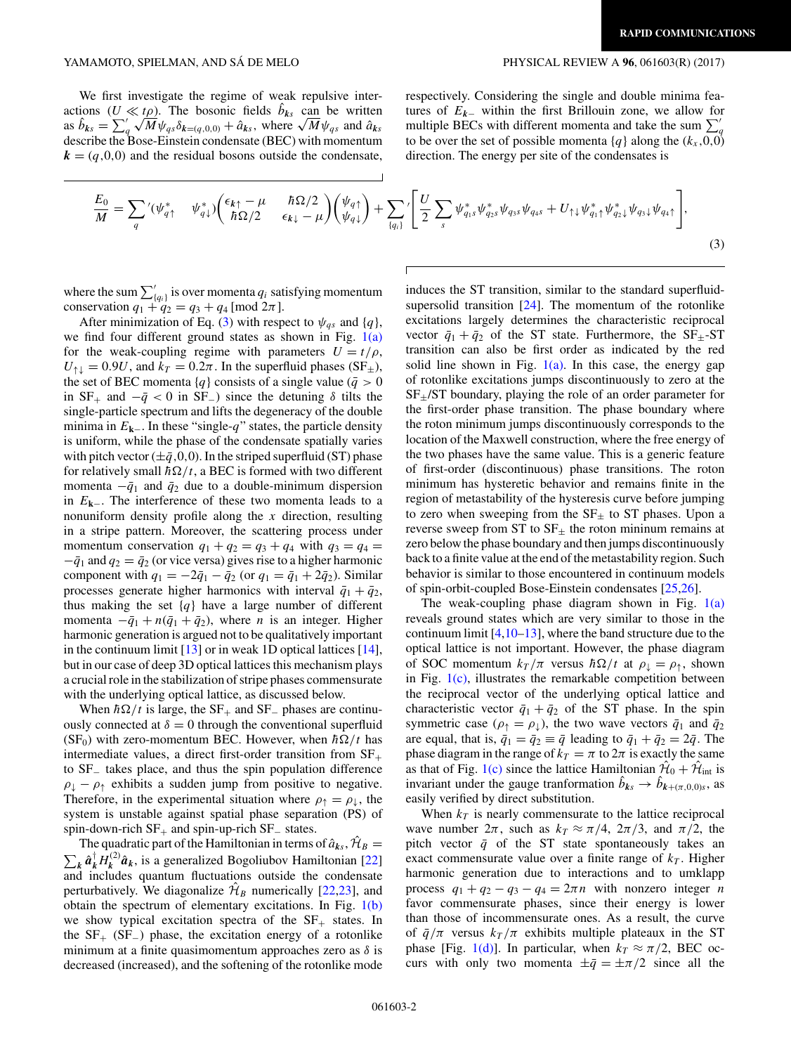We first investigate the regime of weak repulsive interactions ($U \ll t\rho$). The bosonic fields $\hat{b}_{\mathbf{k}s}$ can be written as $\hat{b}_{\mathbf{k}s} = \sum_q' \sqrt{M}\psi_{qs}\delta_{\mathbf{k}=(q,0,0)} + \hat{a}_{\mathbf{k}s}$, where $\sqrt{M}\psi_{qs}$ and $\hat{a}_{\mathbf{k}s}$ describe the Bose-Einstein condensate (BEC) with momentum $\mathbf{k} = (q,0,0)$ and the residual bosons outside the condensate, respectively. Considering the single and double minima features of $E_{\mathbf{k}-}$ within the first Brillouin zone, we allow for multiple BECs with different momenta and take the sum $\sum_q'$ to be over the set of possible momenta $\{q\}$ along the $(k_x,0,0)$ direction. The energy per site of the condensates is

$$\frac{E_0}{M} = \sum_q{}' (\psi_{q\uparrow}^* \quad \psi_{q\downarrow}^*)\begin{pmatrix} \epsilon_{\mathbf{k}\uparrow} - \mu & \hbar\Omega/2 \\ \hbar\Omega/2 & \epsilon_{\mathbf{k}\downarrow} - \mu \end{pmatrix}\begin{pmatrix} \psi_{q\uparrow} \\ \psi_{q\downarrow} \end{pmatrix} + \sum_{\{q_i\}}{}' \left[ \frac{U}{2}\sum_s \psi_{q_1 s}^* \psi_{q_2 s}^* \psi_{q_3 s}\psi_{q_4 s} + U_{\uparrow\downarrow}\psi_{q_1\uparrow}^*\psi_{q_2\downarrow}^*\psi_{q_3\downarrow}\psi_{q_4\uparrow}\right], \tag{3}$$

where the sum $\sum_{\{q_i\}}'$ is over momenta $q_i$ satisfying momentum conservation $q_1 + q_2 = q_3 + q_4$ [mod $2\pi$].

After minimization of Eq. (3) with respect to $\psi_{qs}$ and $\{q\}$, we find four different ground states as shown in Fig. 1(a) for the weak-coupling regime with parameters $U = t/\rho$, $U_{\uparrow\downarrow} = 0.9U$, and $k_T = 0.2\pi$. In the superfluid phases (SF$_\pm$), the set of BEC momenta $\{q\}$ consists of a single value ($\bar{q} > 0$ in SF$_+$ and $-\bar{q} < 0$ in SF$_-$) since the detuning $\delta$ tilts the single-particle spectrum and lifts the degeneracy of the double minima in $E_{\mathbf{k}-}$. In these "single-$q$" states, the particle density is uniform, while the phase of the condensate spatially varies with pitch vector $(\pm\bar{q},0,0)$. In the striped superfluid (ST) phase for relatively small $\hbar\Omega/t$, a BEC is formed with two different momenta $-\bar{q}_1$ and $\bar{q}_2$ due to a double-minimum dispersion in $E_{\mathbf{k}-}$. The interference of these two momenta leads to a nonuniform density profile along the $x$ direction, resulting in a stripe pattern. Moreover, the scattering process under momentum conservation $q_1 + q_2 = q_3 + q_4$ with $q_3 = q_4 = -\bar{q}_1$ and $q_2 = \bar{q}_2$ (or vice versa) gives rise to a higher harmonic component with $q_1 = -2\bar{q}_1 - \bar{q}_2$ (or $q_1 = \bar{q}_1 + 2\bar{q}_2$). Similar processes generate higher harmonics with interval $\bar{q}_1 + \bar{q}_2$, thus making the set $\{q\}$ have a large number of different momenta $-\bar{q}_1 + n(\bar{q}_1 + \bar{q}_2)$, where $n$ is an integer. Higher harmonic generation is argued not to be qualitatively important in the continuum limit [13] or in weak 1D optical lattices [14], but in our case of deep 3D optical lattices this mechanism plays a crucial role in the stabilization of stripe phases commensurate with the underlying optical lattice, as discussed below.

When $\hbar\Omega/t$ is large, the SF$_+$ and SF$_-$ phases are continuously connected at $\delta = 0$ through the conventional superfluid (SF$_0$) with zero-momentum BEC. However, when $\hbar\Omega/t$ has intermediate values, a direct first-order transition from SF$_+$ to SF$_-$ takes place, and thus the spin population difference $\rho_\downarrow - \rho_\uparrow$ exhibits a sudden jump from positive to negative. Therefore, in the experimental situation where $\rho_\uparrow = \rho_\downarrow$, the system is unstable against spatial phase separation (PS) of spin-down-rich SF$_+$ and spin-up-rich SF$_-$ states.

The quadratic part of the Hamiltonian in terms of $\hat{a}_{\mathbf{k}s}$, $\hat{\mathcal{H}}_B = \sum_{\mathbf{k}} \hat{\mathbf{a}}_{\mathbf{k}}^\dagger H_{\mathbf{k}}^{(2)}\hat{\mathbf{a}}_{\mathbf{k}}$, is a generalized Bogoliubov Hamiltonian [22] and includes quantum fluctuations outside the condensate perturbatively. We diagonalize $\hat{\mathcal{H}}_B$ numerically [22,23], and obtain the spectrum of elementary excitations. In Fig. 1(b) we show typical excitation spectra of the SF$_+$ states. In the SF$_+$ (SF$_-$) phase, the excitation energy of a rotonlike minimum at a finite quasimomentum approaches zero as $\delta$ is decreased (increased), and the softening of the rotonlike mode induces the ST transition, similar to the standard superfluid-supersolid transition [24]. The momentum of the rotonlike excitations largely determines the characteristic reciprocal vector $\bar{q}_1 + \bar{q}_2$ of the ST state. Furthermore, the SF$_\pm$-ST transition can also be first order as indicated by the red solid line shown in Fig. 1(a). In this case, the energy gap of rotonlike excitations jumps discontinuously to zero at the SF$_\pm$/ST boundary, playing the role of an order parameter for the first-order phase transition. The phase boundary where the roton minimum jumps discontinuously corresponds to the location of the Maxwell construction, where the free energy of the two phases have the same value. This is a generic feature of first-order (discontinuous) phase transitions. The roton minimum has hysteretic behavior and remains finite in the region of metastability of the hysteresis curve before jumping to zero when sweeping from the SF$_\pm$ to ST phases. Upon a reverse sweep from ST to SF$_\pm$ the roton mininum remains at zero below the phase boundary and then jumps discontinuously back to a finite value at the end of the metastability region. Such behavior is similar to those encountered in continuum models of spin-orbit-coupled Bose-Einstein condensates [25,26].

The weak-coupling phase diagram shown in Fig. 1(a) reveals ground states which are very similar to those in the continuum limit [4,10–13], where the band structure due to the optical lattice is not important. However, the phase diagram of SOC momentum $k_T/\pi$ versus $\hbar\Omega/t$ at $\rho_\downarrow = \rho_\uparrow$, shown in Fig. 1(c), illustrates the remarkable competition between the reciprocal vector of the underlying optical lattice and characteristic vector $\bar{q}_1 + \bar{q}_2$ of the ST phase. In the spin symmetric case ($\rho_\uparrow = \rho_\downarrow$), the two wave vectors $\bar{q}_1$ and $\bar{q}_2$ are equal, that is, $\bar{q}_1 = \bar{q}_2 \equiv \bar{q}$ leading to $\bar{q}_1 + \bar{q}_2 = 2\bar{q}$. The phase diagram in the range of $k_T = \pi$ to $2\pi$ is exactly the same as that of Fig. 1(c) since the lattice Hamiltonian $\hat{\mathcal{H}}_0 + \hat{\mathcal{H}}_{\rm int}$ is invariant under the gauge tranformation $\hat{b}_{\mathbf{k}s} \to \hat{b}_{\mathbf{k}+(\pi,0,0)s}$, as easily verified by direct substitution.

When $k_T$ is nearly commensurate to the lattice reciprocal wave number $2\pi$, such as $k_T \approx \pi/4$, $2\pi/3$, and $\pi/2$, the pitch vector $\bar{q}$ of the ST state spontaneously takes an exact commensurate value over a finite range of $k_T$. Higher harmonic generation due to interactions and to umklapp process $q_1 + q_2 - q_3 - q_4 = 2\pi n$ with nonzero integer $n$ favor commensurate phases, since their energy is lower than those of incommensurate ones. As a result, the curve of $\bar{q}/\pi$ versus $k_T/\pi$ exhibits multiple plateaux in the ST phase [Fig. 1(d)]. In particular, when $k_T \approx \pi/2$, BEC occurs with only two momenta $\pm\bar{q} = \pm\pi/2$ since all the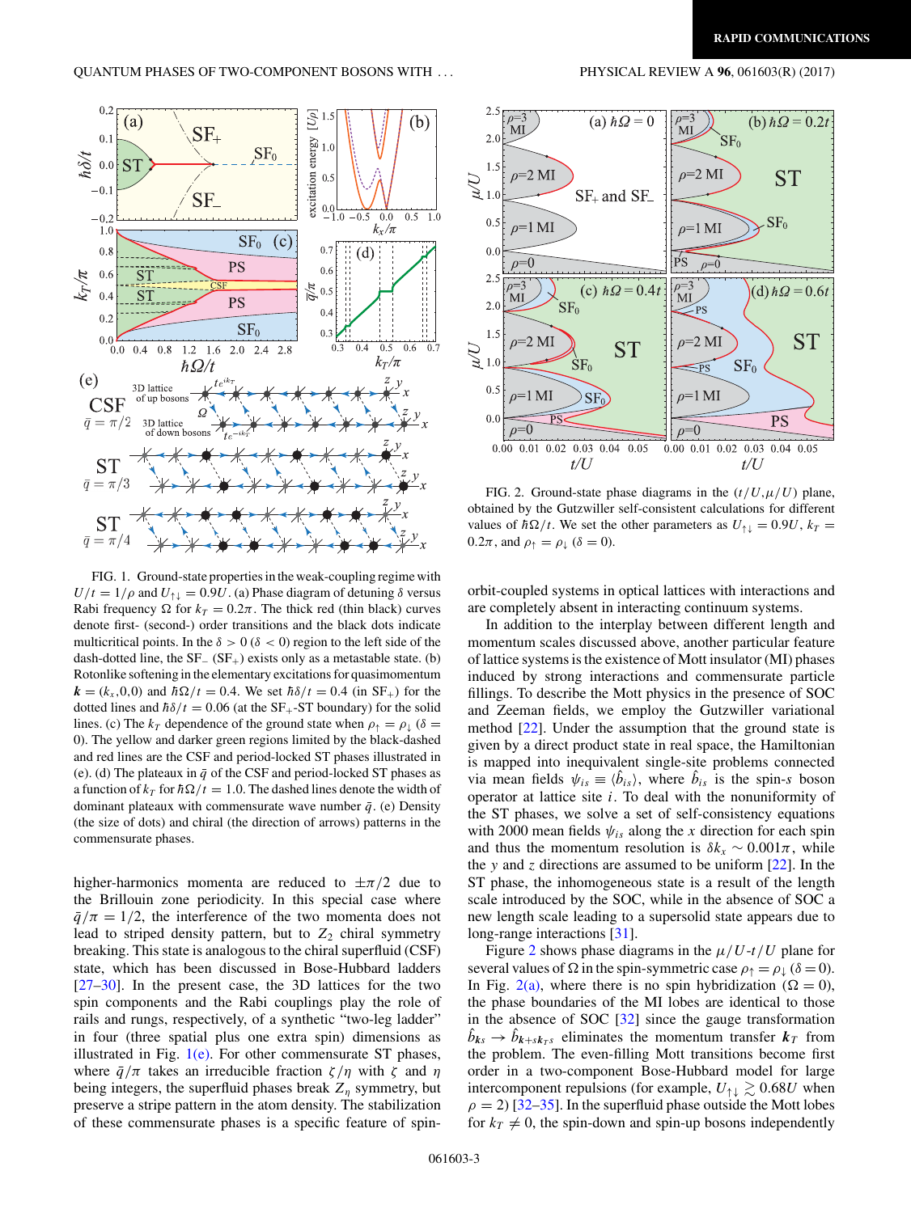FIG. 1. Ground-state properties in the weak-coupling regime with $U/t = 1/\rho$ and $U_{\uparrow\downarrow} = 0.9U$. (a) Phase diagram of detuning $\delta$ versus Rabi frequency $\Omega$ for $k_T = 0.2\pi$. The thick red (thin black) curves denote first- (second-) order transitions and the black dots indicate multicritical points. In the $\delta > 0$ ($\delta < 0$) region to the left side of the dash-dotted line, the SF$_-$ (SF$_+$) exists only as a metastable state. (b) Rotonlike softening in the elementary excitations for quasimomentum $\boldsymbol{k} = (k_x,0,0)$ and $\hbar\Omega/t = 0.4$. We set $\hbar\delta/t = 0.4$ (in SF$_+$) for the dotted lines and $\hbar\delta/t = 0.06$ (at the SF$_+$-ST boundary) for the solid lines. (c) The $k_T$ dependence of the ground state when $\rho_\uparrow = \rho_\downarrow$ ($\delta = 0$). The yellow and darker green regions limited by the black-dashed and red lines are the CSF and period-locked ST phases illustrated in (e). (d) The plateaux in $\bar{q}$ of the CSF and period-locked ST phases as a function of $k_T$ for $\hbar\Omega/t = 1.0$. The dashed lines denote the width of dominant plateaux with commensurate wave number $\bar{q}$. (e) Density (the size of dots) and chiral (the direction of arrows) patterns in the commensurate phases.

higher-harmonics momenta are reduced to $\pm\pi/2$ due to the Brillouin zone periodicity. In this special case where $\bar{q}/\pi = 1/2$, the interference of the two momenta does not lead to striped density pattern, but to $Z_2$ chiral symmetry breaking. This state is analogous to the chiral superfluid (CSF) state, which has been discussed in Bose-Hubbard ladders [27–30]. In the present case, the 3D lattices for the two spin components and the Rabi couplings play the role of rails and rungs, respectively, of a synthetic "two-leg ladder" in four (three spatial plus one extra spin) dimensions as illustrated in Fig. 1(e). For other commensurate ST phases, where $\bar{q}/\pi$ takes an irreducible fraction $\zeta/\eta$ with $\zeta$ and $\eta$ being integers, the superfluid phases break $Z_\eta$ symmetry, but preserve a stripe pattern in the atom density. The stabilization of these commensurate phases is a specific feature of spin-orbit-coupled systems in optical lattices with interactions and are completely absent in interacting continuum systems.

In addition to the interplay between different length and momentum scales discussed above, another particular feature of lattice systems is the existence of Mott insulator (MI) phases induced by strong interactions and commensurate particle fillings. To describe the Mott physics in the presence of SOC and Zeeman fields, we employ the Gutzwiller variational method [22]. Under the assumption that the ground state is given by a direct product state in real space, the Hamiltonian is mapped into inequivalent single-site problems connected via mean fields $\psi_{is} \equiv \langle \hat{b}_{is} \rangle$, where $\hat{b}_{is}$ is the spin-$s$ boson operator at lattice site $i$. To deal with the nonuniformity of the ST phases, we solve a set of self-consistency equations with 2000 mean fields $\psi_{is}$ along the $x$ direction for each spin and thus the momentum resolution is $\delta k_x \sim 0.001\pi$, while the $y$ and $z$ directions are assumed to be uniform [22]. In the ST phase, the inhomogeneous state is a result of the length scale introduced by the SOC, while in the absence of SOC a new length scale leading to a supersolid state appears due to long-range interactions [31].

FIG. 2. Ground-state phase diagrams in the $(t/U,\mu/U)$ plane, obtained by the Gutzwiller self-consistent calculations for different values of $\hbar\Omega/t$. We set the other parameters as $U_{\uparrow\downarrow} = 0.9U$, $k_T = 0.2\pi$, and $\rho_\uparrow = \rho_\downarrow$ ($\delta = 0$).

Figure 2 shows phase diagrams in the $\mu/U$-$t/U$ plane for several values of $\Omega$ in the spin-symmetric case $\rho_\uparrow = \rho_\downarrow$ ($\delta = 0$). In Fig. 2(a), where there is no spin hybridization ($\Omega = 0$), the phase boundaries of the MI lobes are identical to those in the absence of SOC [32] since the gauge transformation $\hat{b}_{\boldsymbol{k}s} \to \hat{b}_{\boldsymbol{k}+s\boldsymbol{k}_T s}$ eliminates the momentum transfer $\boldsymbol{k}_T$ from the problem. The even-filling Mott transitions become first order in a two-component Bose-Hubbard model for large intercomponent repulsions (for example, $U_{\uparrow\downarrow} \gtrsim 0.68U$ when $\rho = 2$) [32–35]. In the superfluid phase outside the Mott lobes for $k_T \neq 0$, the spin-down and spin-up bosons independently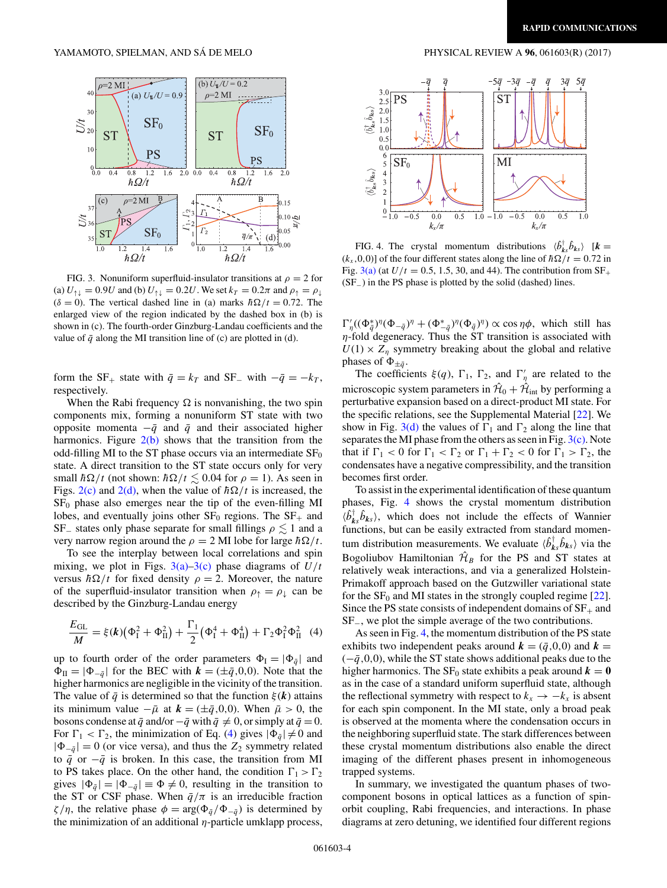FIG. 3. Nonuniform superfluid-insulator transitions at $\rho = 2$ for (a) $U_{\uparrow\downarrow} = 0.9U$ and (b) $U_{\uparrow\downarrow} = 0.2U$. We set $k_T = 0.2\pi$ and $\rho_\uparrow = \rho_\downarrow$ ($\delta = 0$). The vertical dashed line in (a) marks $\hbar\Omega/t = 0.72$. The enlarged view of the region indicated by the dashed box in (b) is shown in (c). The fourth-order Ginzburg-Landau coefficients and the value of $\bar{q}$ along the MI transition line of (c) are plotted in (d).

form the SF$_+$ state with $\bar{q} = k_T$ and SF$_-$ with $-\bar{q} = -k_T$, respectively.

When the Rabi frequency $\Omega$ is nonvanishing, the two spin components mix, forming a nonuniform ST state with two opposite momenta $-\bar{q}$ and $\bar{q}$ and their associated higher harmonics. Figure 2(b) shows that the transition from the odd-filling MI to the ST phase occurs via an intermediate SF$_0$ state. A direct transition to the ST state occurs only for very small $\hbar\Omega/t$ (not shown: $\hbar\Omega/t \lesssim 0.04$ for $\rho = 1$). As seen in Figs. 2(c) and 2(d), when the value of $\hbar\Omega/t$ is increased, the SF$_0$ phase also emerges near the tip of the even-filling MI lobes, and eventually joins other SF$_0$ regions. The SF$_+$ and SF$_-$ states only phase separate for small fillings $\rho \lesssim 1$ and a very narrow region around the $\rho = 2$ MI lobe for large $\hbar\Omega/t$.

To see the interplay between local correlations and spin mixing, we plot in Figs. 3(a)–3(c) phase diagrams of $U/t$ versus $\hbar\Omega/t$ for fixed density $\rho = 2$. Moreover, the nature of the superfluid-insulator transition when $\rho_\uparrow = \rho_\downarrow$ can be described by the Ginzburg-Landau energy

$$\frac{E_{\rm GL}}{M} = \xi(\boldsymbol{k})\big(\Phi_{\rm I}^2 + \Phi_{\rm II}^2\big) + \frac{\Gamma_1}{2}\big(\Phi_{\rm I}^4 + \Phi_{\rm II}^4\big) + \Gamma_2\Phi_{\rm I}^2\Phi_{\rm II}^2 \quad (4)$$

up to fourth order of the order parameters $\Phi_{\rm I} = |\Phi_{\bar{q}}|$ and $\Phi_{\rm II} = |\Phi_{-\bar{q}}|$ for the BEC with $\boldsymbol{k} = (\pm\bar{q},0,0)$. Note that the higher harmonics are negligible in the vicinity of the transition. The value of $\bar{q}$ is determined so that the function $\xi(\boldsymbol{k})$ attains its minimum value $-\bar{\mu}$ at $\boldsymbol{k} = (\pm\bar{q},0,0)$. When $\bar{\mu} > 0$, the bosons condense at $\bar{q}$ and/or $-\bar{q}$ with $\bar{q} \neq 0$, or simply at $\bar{q} = 0$. For $\Gamma_1 < \Gamma_2$, the minimization of Eq. (4) gives $|\Phi_{\bar{q}}| \neq 0$ and $|\Phi_{-\bar{q}}| = 0$ (or vice versa), and thus the $Z_2$ symmetry related to $\bar{q}$ or $-\bar{q}$ is broken. In this case, the transition from MI to PS takes place. On the other hand, the condition $\Gamma_1 > \Gamma_2$ gives $|\Phi_{\bar{q}}| = |\Phi_{-\bar{q}}| \equiv \Phi \neq 0$, resulting in the transition to the ST or CSF phase. When $\bar{q}/\pi$ is an irreducible fraction $\zeta/\eta$, the relative phase $\phi = \arg(\Phi_{\bar{q}}/\Phi_{-\bar{q}})$ is determined by the minimization of an additional $\eta$-particle umklapp process, $\Gamma'_\eta((\Phi^*_{\bar{q}})^\eta(\Phi_{-\bar{q}})^\eta + (\Phi^*_{-\bar{q}})^\eta(\Phi_{\bar{q}})^\eta) \propto \cos\eta\phi$, which still has $\eta$-fold degeneracy. Thus the ST transition is associated with $U(1) \times Z_\eta$ symmetry breaking about the global and relative phases of $\Phi_{\pm\bar{q}}$.

The coefficients $\xi(q)$, $\Gamma_1$, $\Gamma_2$, and $\Gamma'_\eta$ are related to the microscopic system parameters in $\hat{\mathcal{H}}_0 + \hat{\mathcal{H}}_{\rm int}$ by performing a perturbative expansion based on a direct-product MI state. For the specific relations, see the Supplemental Material [22]. We show in Fig. 3(d) the values of $\Gamma_1$ and $\Gamma_2$ along the line that separates the MI phase from the others as seen in Fig. 3(c). Note that if $\Gamma_1 < 0$ for $\Gamma_1 < \Gamma_2$ or $\Gamma_1 + \Gamma_2 < 0$ for $\Gamma_1 > \Gamma_2$, the condensates have a negative compressibility, and the transition becomes first order.

To assist in the experimental identification of these quantum phases, Fig. 4 shows the crystal momentum distribution $\langle\hat{b}^\dagger_{\boldsymbol{k}s}\hat{b}_{\boldsymbol{k}s}\rangle$, which does not include the effects of Wannier functions, but can be easily extracted from standard momentum distribution measurements. We evaluate $\langle\hat{b}^\dagger_{\boldsymbol{k}s}\hat{b}_{\boldsymbol{k}s}\rangle$ via the Bogoliubov Hamiltonian $\hat{\mathcal{H}}_B$ for the PS and ST states at relatively weak interactions, and via a generalized Holstein-Primakoff approach based on the Gutzwiller variational state for the SF$_0$ and MI states in the strongly coupled regime [22]. Since the PS state consists of independent domains of SF$_+$ and SF$_-$, we plot the simple average of the two contributions.

FIG. 4. The crystal momentum distributions $\langle\hat{b}^\dagger_{\boldsymbol{k}s}\hat{b}_{\boldsymbol{k}s}\rangle$ [$\boldsymbol{k} = (k_x,0,0)$] of the four different states along the line of $\hbar\Omega/t = 0.72$ in Fig. 3(a) (at $U/t = 0.5$, 1.5, 30, and 44). The contribution from SF$_+$ (SF$_-$) in the PS phase is plotted by the solid (dashed) lines.

As seen in Fig. 4, the momentum distribution of the PS state exhibits two independent peaks around $\boldsymbol{k} = (\bar{q},0,0)$ and $\boldsymbol{k} = (-\bar{q},0,0)$, while the ST state shows additional peaks due to the higher harmonics. The SF$_0$ state exhibits a peak around $\boldsymbol{k} = \boldsymbol{0}$ as in the case of a standard uniform superfluid state, although the reflectional symmetry with respect to $k_x \to -k_x$ is absent for each spin component. In the MI state, only a broad peak is observed at the momenta where the condensation occurs in the neighboring superfluid state. The stark differences between these crystal momentum distributions also enable the direct imaging of the different phases present in inhomogeneous trapped systems.

In summary, we investigated the quantum phases of two-component bosons in optical lattices as a function of spin-orbit coupling, Rabi frequencies, and interactions. In phase diagrams at zero detuning, we identified four different regions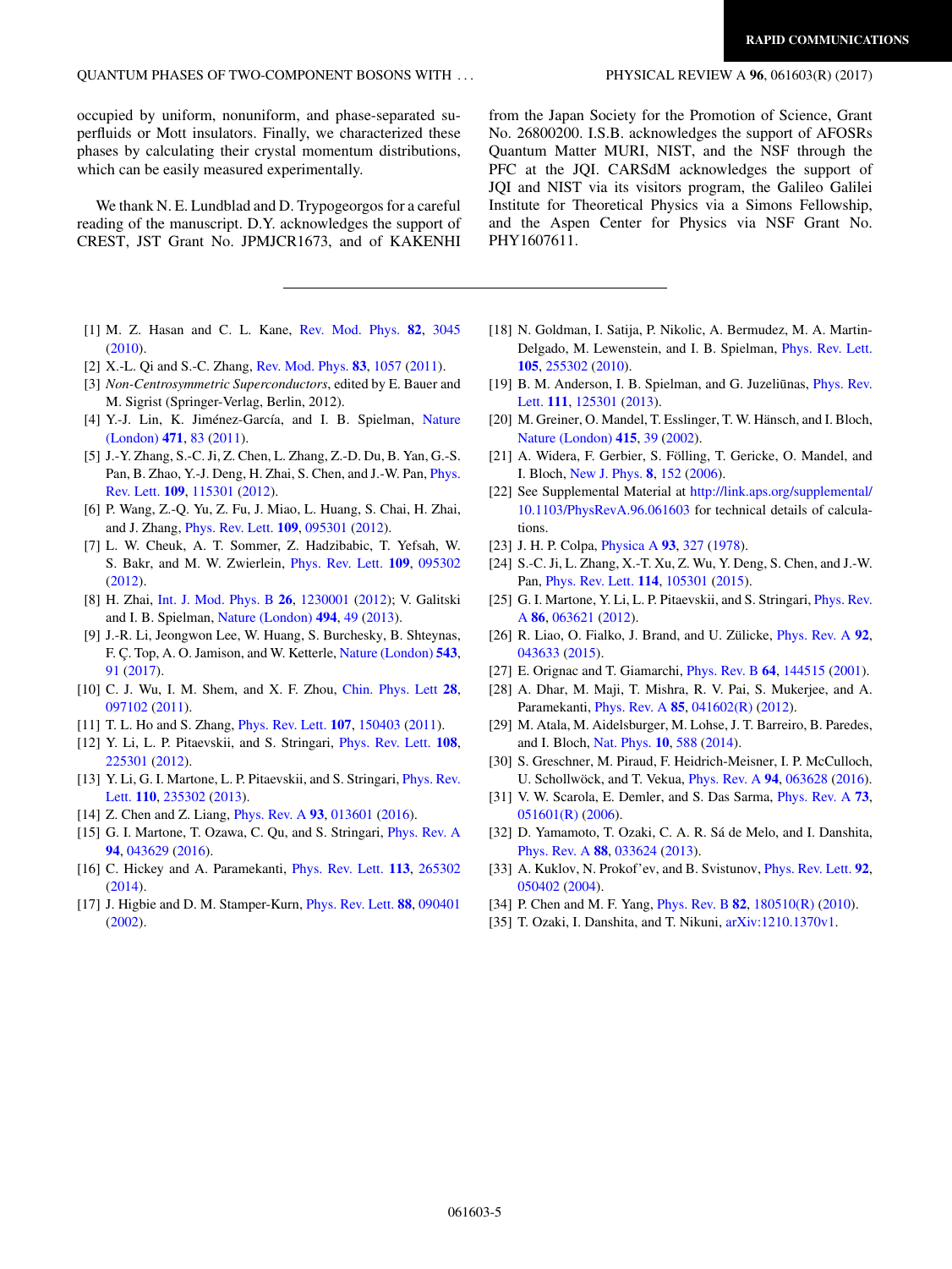occupied by uniform, nonuniform, and phase-separated superfluids or Mott insulators. Finally, we characterized these phases by calculating their crystal momentum distributions, which can be easily measured experimentally.

We thank N. E. Lundblad and D. Trypogeorgos for a careful reading of the manuscript. D.Y. acknowledges the support of CREST, JST Grant No. JPMJCR1673, and of KAKENHI from the Japan Society for the Promotion of Science, Grant No. 26800200. I.S.B. acknowledges the support of AFOSRs Quantum Matter MURI, NIST, and the NSF through the PFC at the JQI. CARSdM acknowledges the support of JQI and NIST via its visitors program, the Galileo Galilei Institute for Theoretical Physics via a Simons Fellowship, and the Aspen Center for Physics via NSF Grant No. PHY1607611.

---

[1] M. Z. Hasan and C. L. Kane, Rev. Mod. Phys. **82**, 3045 (2010).

[2] X.-L. Qi and S.-C. Zhang, Rev. Mod. Phys. **83**, 1057 (2011).

[3] *Non-Centrosymmetric Superconductors*, edited by E. Bauer and M. Sigrist (Springer-Verlag, Berlin, 2012).

[4] Y.-J. Lin, K. Jiménez-García, and I. B. Spielman, Nature (London) **471**, 83 (2011).

[5] J.-Y. Zhang, S.-C. Ji, Z. Chen, L. Zhang, Z.-D. Du, B. Yan, G.-S. Pan, B. Zhao, Y.-J. Deng, H. Zhai, S. Chen, and J.-W. Pan, Phys. Rev. Lett. **109**, 115301 (2012).

[6] P. Wang, Z.-Q. Yu, Z. Fu, J. Miao, L. Huang, S. Chai, H. Zhai, and J. Zhang, Phys. Rev. Lett. **109**, 095301 (2012).

[7] L. W. Cheuk, A. T. Sommer, Z. Hadzibabic, T. Yefsah, W. S. Bakr, and M. W. Zwierlein, Phys. Rev. Lett. **109**, 095302 (2012).

[8] H. Zhai, Int. J. Mod. Phys. B **26**, 1230001 (2012); V. Galitski and I. B. Spielman, Nature (London) **494**, 49 (2013).

[9] J.-R. Li, Jeongwon Lee, W. Huang, S. Burchesky, B. Shteynas, F. Ç. Top, A. O. Jamison, and W. Ketterle, Nature (London) **543**, 91 (2017).

[10] C. J. Wu, I. M. Shem, and X. F. Zhou, Chin. Phys. Lett **28**, 097102 (2011).

[11] T. L. Ho and S. Zhang, Phys. Rev. Lett. **107**, 150403 (2011).

[12] Y. Li, L. P. Pitaevskii, and S. Stringari, Phys. Rev. Lett. **108**, 225301 (2012).

[13] Y. Li, G. I. Martone, L. P. Pitaevskii, and S. Stringari, Phys. Rev. Lett. **110**, 235302 (2013).

[14] Z. Chen and Z. Liang, Phys. Rev. A **93**, 013601 (2016).

[15] G. I. Martone, T. Ozawa, C. Qu, and S. Stringari, Phys. Rev. A **94**, 043629 (2016).

[16] C. Hickey and A. Paramekanti, Phys. Rev. Lett. **113**, 265302 (2014).

[17] J. Higbie and D. M. Stamper-Kurn, Phys. Rev. Lett. **88**, 090401 (2002).

[18] N. Goldman, I. Satija, P. Nikolic, A. Bermudez, M. A. Martin-Delgado, M. Lewenstein, and I. B. Spielman, Phys. Rev. Lett. **105**, 255302 (2010).

[19] B. M. Anderson, I. B. Spielman, and G. Juzeliūnas, Phys. Rev. Lett. **111**, 125301 (2013).

[20] M. Greiner, O. Mandel, T. Esslinger, T. W. Hänsch, and I. Bloch, Nature (London) **415**, 39 (2002).

[21] A. Widera, F. Gerbier, S. Fölling, T. Gericke, O. Mandel, and I. Bloch, New J. Phys. **8**, 152 (2006).

[22] See Supplemental Material at http://link.aps.org/supplemental/10.1103/PhysRevA.96.061603 for technical details of calculations.

[23] J. H. P. Colpa, Physica A **93**, 327 (1978).

[24] S.-C. Ji, L. Zhang, X.-T. Xu, Z. Wu, Y. Deng, S. Chen, and J.-W. Pan, Phys. Rev. Lett. **114**, 105301 (2015).

[25] G. I. Martone, Y. Li, L. P. Pitaevskii, and S. Stringari, Phys. Rev. A **86**, 063621 (2012).

[26] R. Liao, O. Fialko, J. Brand, and U. Zülicke, Phys. Rev. A **92**, 043633 (2015).

[27] E. Orignac and T. Giamarchi, Phys. Rev. B **64**, 144515 (2001).

[28] A. Dhar, M. Maji, T. Mishra, R. V. Pai, S. Mukerjee, and A. Paramekanti, Phys. Rev. A **85**, 041602(R) (2012).

[29] M. Atala, M. Aidelsburger, M. Lohse, J. T. Barreiro, B. Paredes, and I. Bloch, Nat. Phys. **10**, 588 (2014).

[30] S. Greschner, M. Piraud, F. Heidrich-Meisner, I. P. McCulloch, U. Schollwöck, and T. Vekua, Phys. Rev. A **94**, 063628 (2016).

[31] V. W. Scarola, E. Demler, and S. Das Sarma, Phys. Rev. A **73**, 051601(R) (2006).

[32] D. Yamamoto, T. Ozaki, C. A. R. Sá de Melo, and I. Danshita, Phys. Rev. A **88**, 033624 (2013).

[33] A. Kuklov, N. Prokof'ev, and B. Svistunov, Phys. Rev. Lett. **92**, 050402 (2004).

[34] P. Chen and M. F. Yang, Phys. Rev. B **82**, 180510(R) (2010).

[35] T. Ozaki, I. Danshita, and T. Nikuni, arXiv:1210.1370v1.